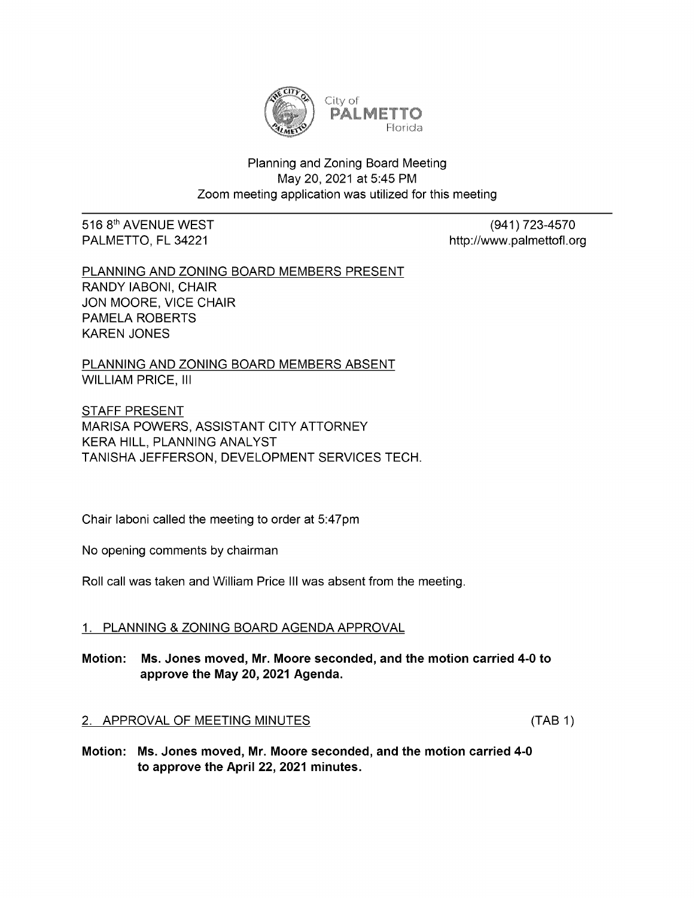City of
PALMETTO
Florida

# Planning and Zoning Board Meeting
May 20, 2021 at 5:45 PM
Zoom meeting application was utilized for this meeting

516 8th AVENUE WEST
PALMETTO, FL 34221

(941) 723-4570
http://www.palmettofl.org

PLANNING AND ZONING BOARD MEMBERS PRESENT
RANDY IABONI, CHAIR
JON MOORE, VICE CHAIR
PAMELA ROBERTS
KAREN JONES

PLANNING AND ZONING BOARD MEMBERS ABSENT
WILLIAM PRICE, III

STAFF PRESENT
MARISA POWERS, ASSISTANT CITY ATTORNEY
KERA HILL, PLANNING ANALYST
TANISHA JEFFERSON, DEVELOPMENT SERVICES TECH.

Chair Iaboni called the meeting to order at 5:47pm

No opening comments by chairman

Roll call was taken and William Price III was absent from the meeting.

## 1. PLANNING & ZONING BOARD AGENDA APPROVAL

**Motion: Ms. Jones moved, Mr. Moore seconded, and the motion carried 4-0 to approve the May 20, 2021 Agenda.**

## 2. APPROVAL OF MEETING MINUTES (TAB 1)

**Motion: Ms. Jones moved, Mr. Moore seconded, and the motion carried 4-0 to approve the April 22, 2021 minutes.**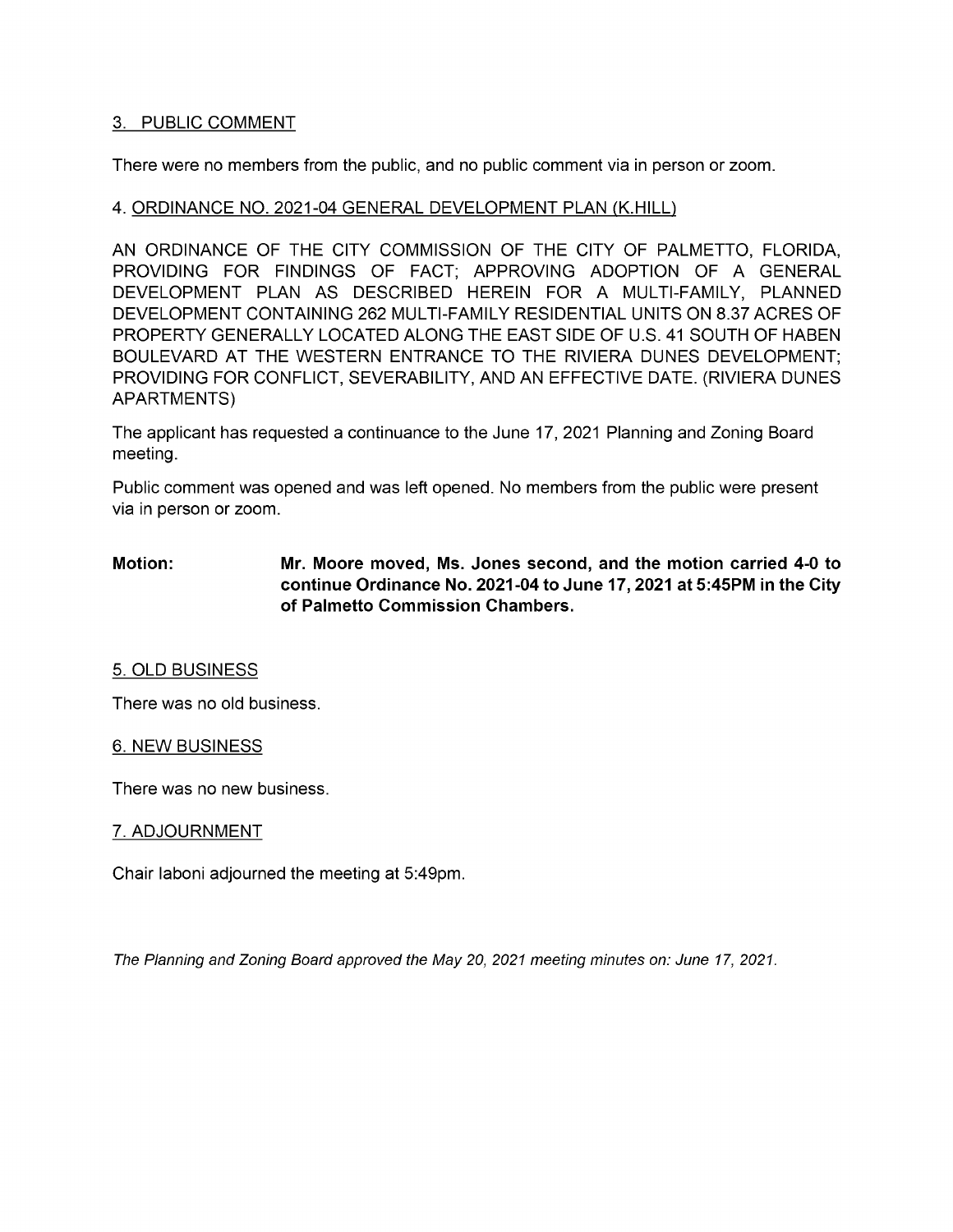## 3. PUBLIC COMMENT

There were no members from the public, and no public comment via in person or zoom.

## 4. ORDINANCE NO. 2021-04 GENERAL DEVELOPMENT PLAN (K.HILL)

AN ORDINANCE OF THE CITY COMMISSION OF THE CITY OF PALMETTO, FLORIDA, PROVIDING FOR FINDINGS OF FACT; APPROVING ADOPTION OF A GENERAL DEVELOPMENT PLAN AS DESCRIBED HEREIN FOR A MULTI-FAMILY, PLANNED DEVELOPMENT CONTAINING 262 MULTI-FAMILY RESIDENTIAL UNITS ON 8.37 ACRES OF PROPERTY GENERALLY LOCATED ALONG THE EAST SIDE OF U.S. 41 SOUTH OF HABEN BOULEVARD AT THE WESTERN ENTRANCE TO THE RIVIERA DUNES DEVELOPMENT; PROVIDING FOR CONFLICT, SEVERABILITY, AND AN EFFECTIVE DATE. (RIVIERA DUNES APARTMENTS)

The applicant has requested a continuance to the June 17, 2021 Planning and Zoning Board meeting.

Public comment was opened and was left opened. No members from the public were present via in person or zoom.

**Motion:** **Mr. Moore moved, Ms. Jones second, and the motion carried 4-0 to continue Ordinance No. 2021-04 to June 17, 2021 at 5:45PM in the City of Palmetto Commission Chambers.**

## 5. OLD BUSINESS

There was no old business.

## 6. NEW BUSINESS

There was no new business.

## 7. ADJOURNMENT

Chair Iaboni adjourned the meeting at 5:49pm.

*The Planning and Zoning Board approved the May 20, 2021 meeting minutes on: June 17, 2021.*